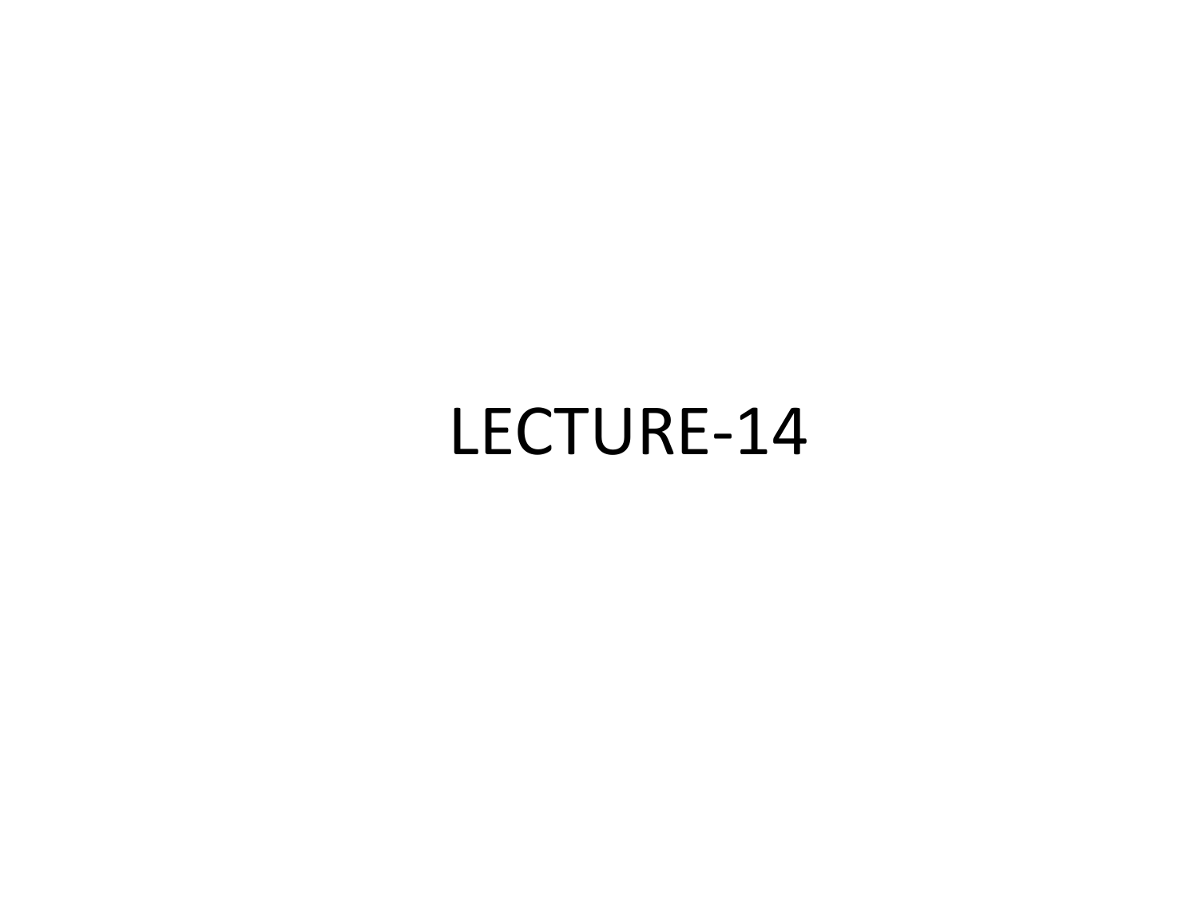# LECTURE-14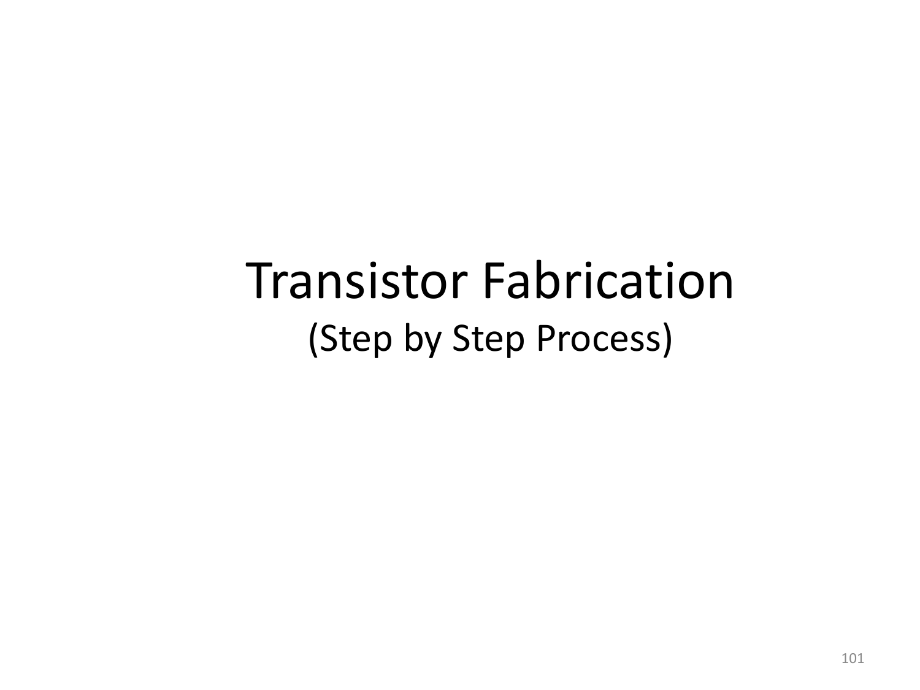# Transistor Fabrication

(Step by Step Process)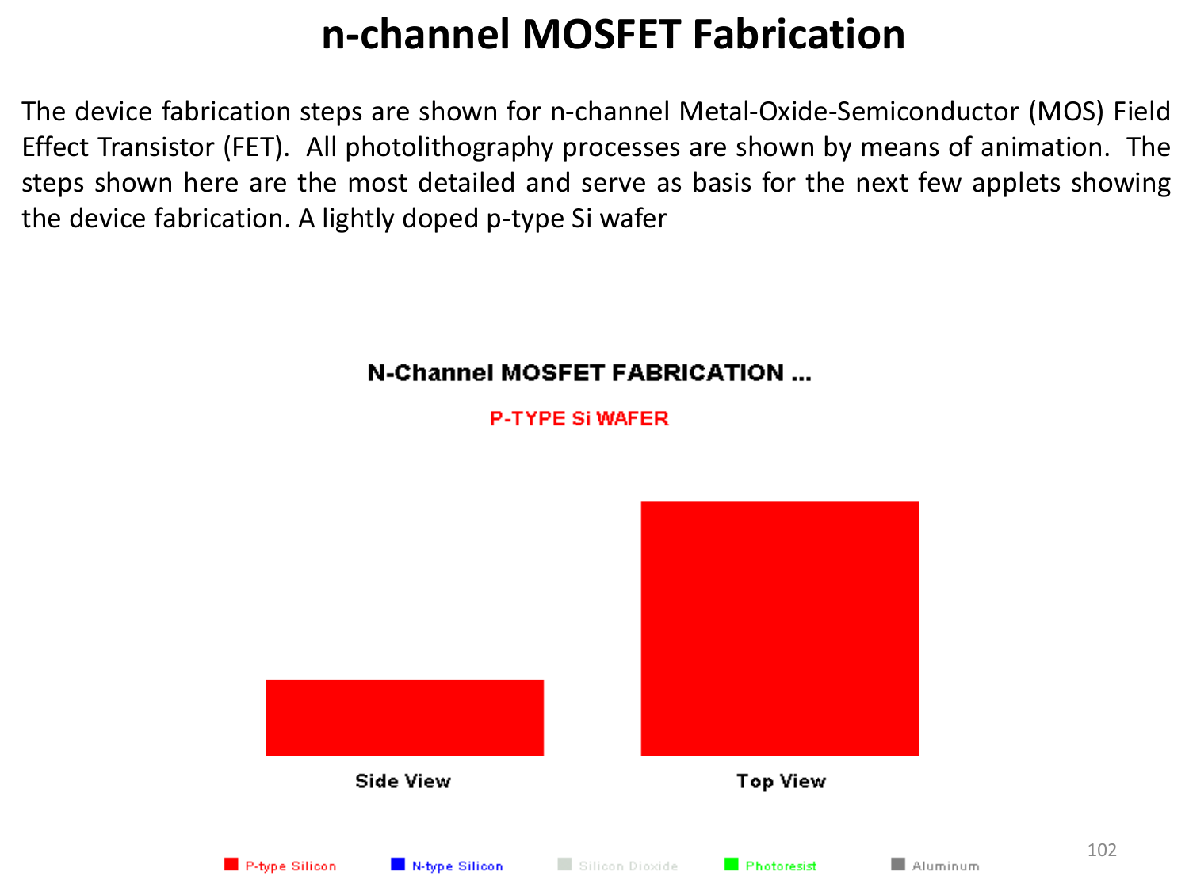# n-channel MOSFET Fabrication

The device fabrication steps are shown for n-channel Metal-Oxide-Semiconductor (MOS) Field Effect Transistor (FET). All photolithography processes are shown by means of animation. The steps shown here are the most detailed and serve as basis for the next few applets showing the device fabrication. A lightly doped p-type Si wafer

**N-Channel MOSFET FABRICATION ...**

P-TYPE Si WAFER

Side View

Top View

P-type Silicon | N-type Silicon | Silicon Dioxide | Photoresist | Aluminum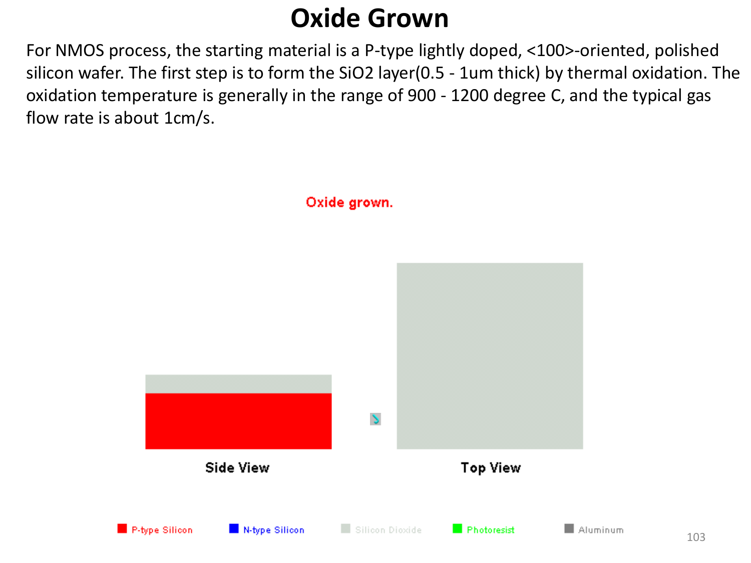# Oxide Grown

For NMOS process, the starting material is a P-type lightly doped, <100>-oriented, polished silicon wafer. The first step is to form the $SiO_2$ layer(0.5 - 1um thick) by thermal oxidation. The oxidation temperature is generally in the range of 900 - 1200 degree C, and the typical gas flow rate is about 1cm/s.

Oxide grown.

Side View

Top View

P-type Silicon  N-type Silicon  Silicon Dioxide  Photoresist  Aluminum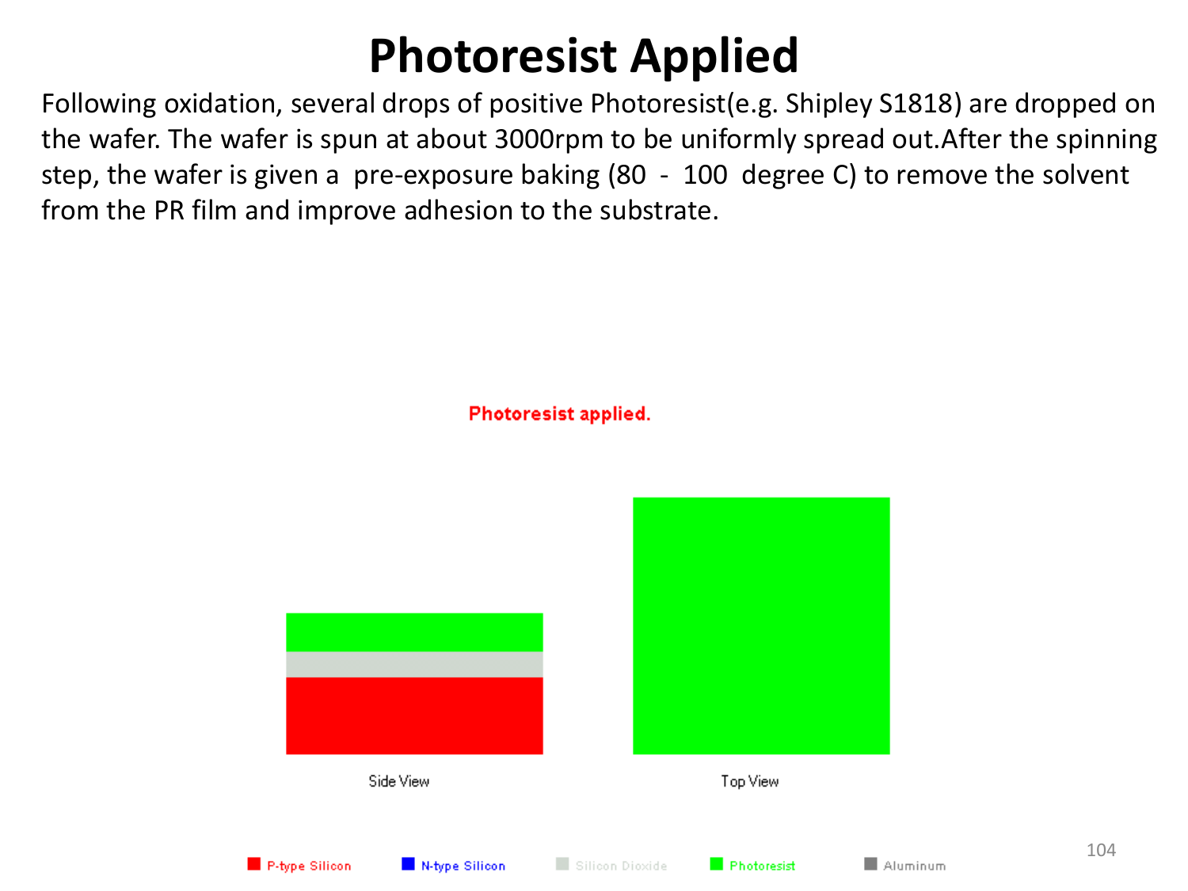# Photoresist Applied

Following oxidation, several drops of positive Photoresist(e.g. Shipley S1818) are dropped on the wafer. The wafer is spun at about 3000rpm to be uniformly spread out.After the spinning step, the wafer is given a pre-exposure baking (80 - 100 degree C) to remove the solvent from the PR film and improve adhesion to the substrate.

Photoresist applied.

Side View

Top View

P-type Silicon N-type Silicon Silicon Dioxide Photoresist Aluminum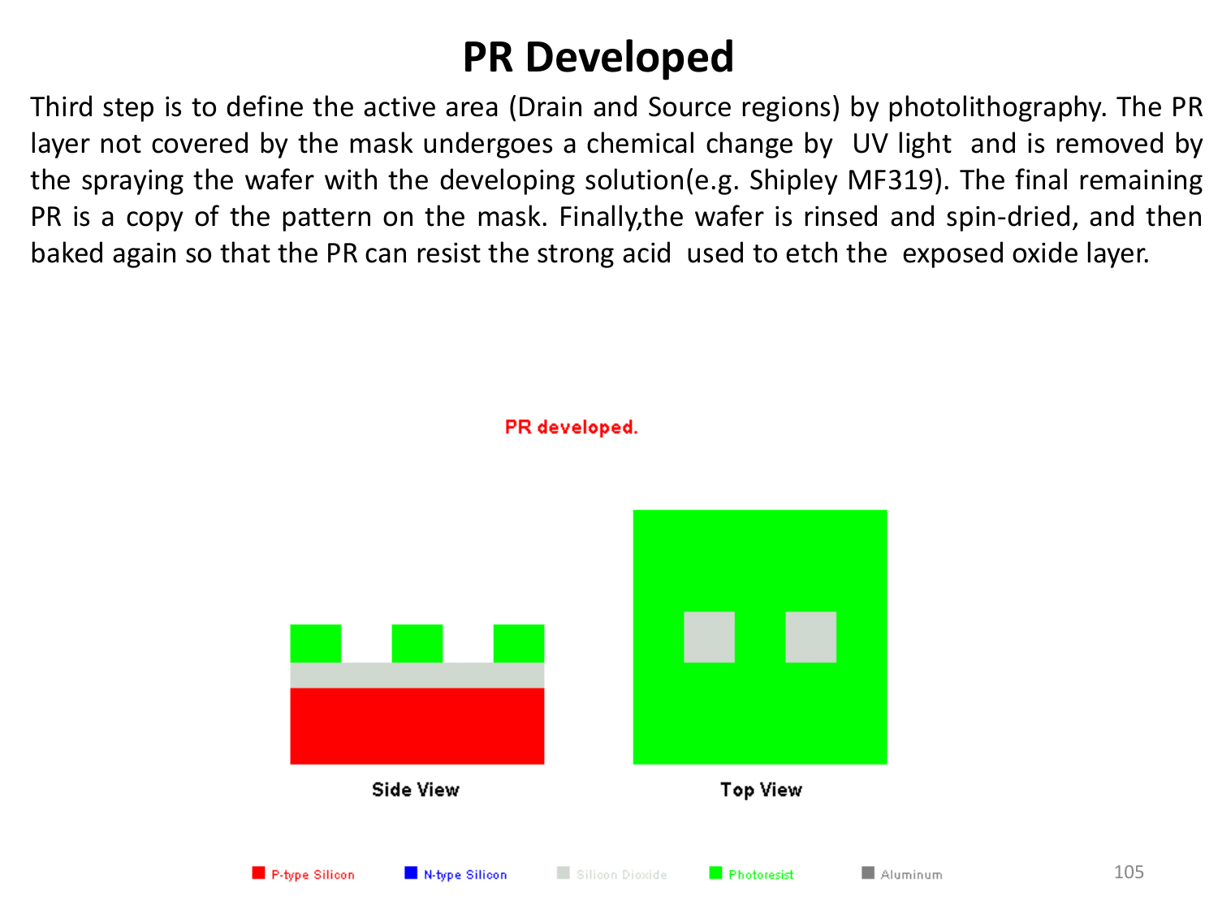# PR Developed

Third step is to define the active area (Drain and Source regions) by photolithography. The PR layer not covered by the mask undergoes a chemical change by UV light and is removed by the spraying the wafer with the developing solution(e.g. Shipley MF319). The final remaining PR is a copy of the pattern on the mask. Finally,the wafer is rinsed and spin-dried, and then baked again so that the PR can resist the strong acid used to etch the exposed oxide layer.

PR developed.

Side View

Top View

P-type Silicon　N-type Silicon　Silicon Dioxide　Photoresist　Aluminum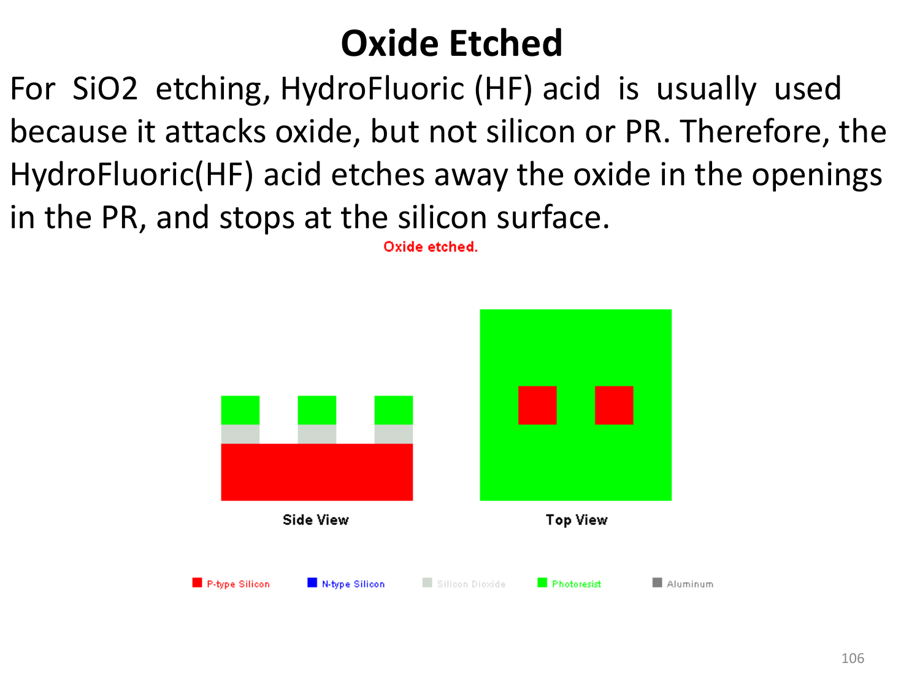# Oxide Etched

For $SiO_2$ etching, HydroFluoric (HF) acid is usually used because it attacks oxide, but not silicon or PR. Therefore, the HydroFluoric(HF) acid etches away the oxide in the openings in the PR, and stops at the silicon surface.

Oxide etched.

Side View

Top View

P-type Silicon | N-type Silicon | Silicon Dioxide | Photoresist | Aluminum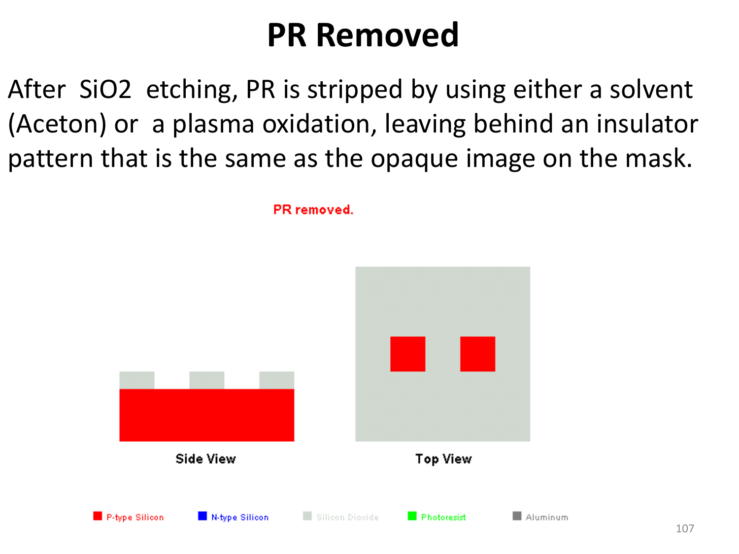# PR Removed

After SiO2 etching, PR is stripped by using either a solvent (Aceton) or a plasma oxidation, leaving behind an insulator pattern that is the same as the opaque image on the mask.

PR removed.

Side View

Top View

P-type Silicon    N-type Silicon    Silicon Dioxide    Photoresist    Aluminum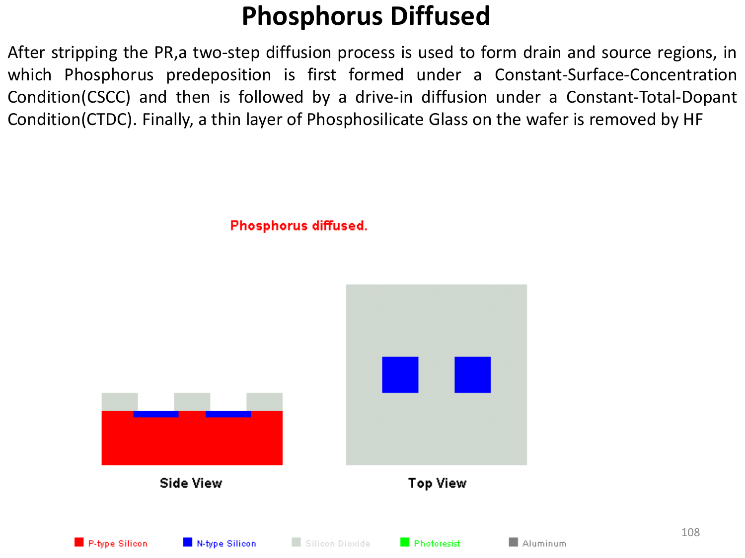# Phosphorus Diffused

After stripping the PR,a two-step diffusion process is used to form drain and source regions, in which Phosphorus predeposition is first formed under a Constant-Surface-Concentration Condition(CSCC) and then is followed by a drive-in diffusion under a Constant-Total-Dopant Condition(CTDC). Finally, a thin layer of Phosphosilicate Glass on the wafer is removed by HF

Phosphorus diffused.

Side View

Top View

P-type Silicon N-type Silicon Silicon Dioxide Photoresist Aluminum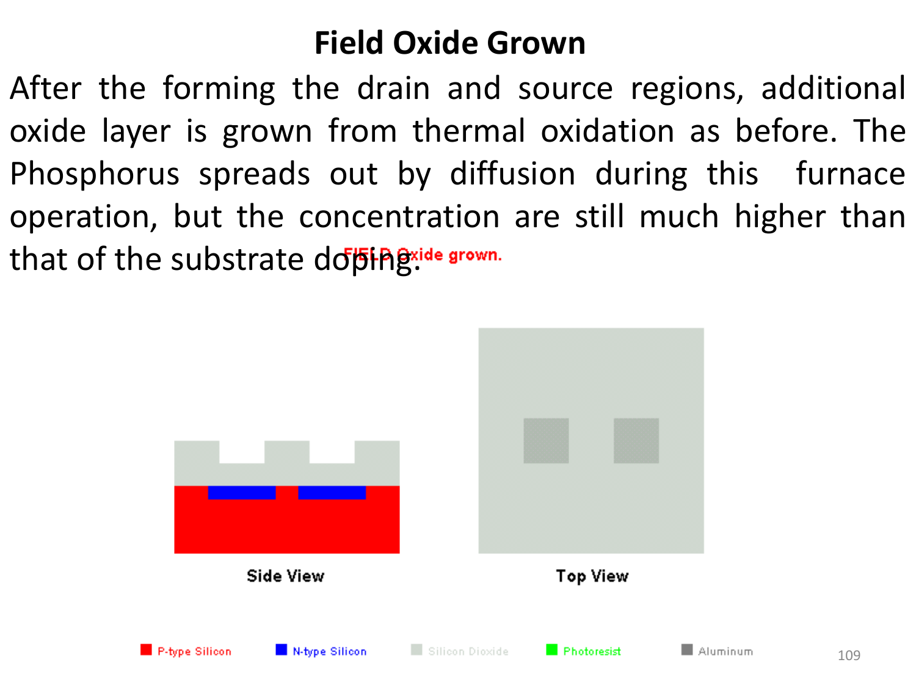# Field Oxide Grown

After the forming the drain and source regions, additional oxide layer is grown from thermal oxidation as before. The Phosphorus spreads out by diffusion during this furnace operation, but the concentration are still much higher than that of the substrate doping.

FIELD Oxide grown.

Side View

Top View

P-type Silicon
N-type Silicon
Silicon Dioxide
Photoresist
Aluminum